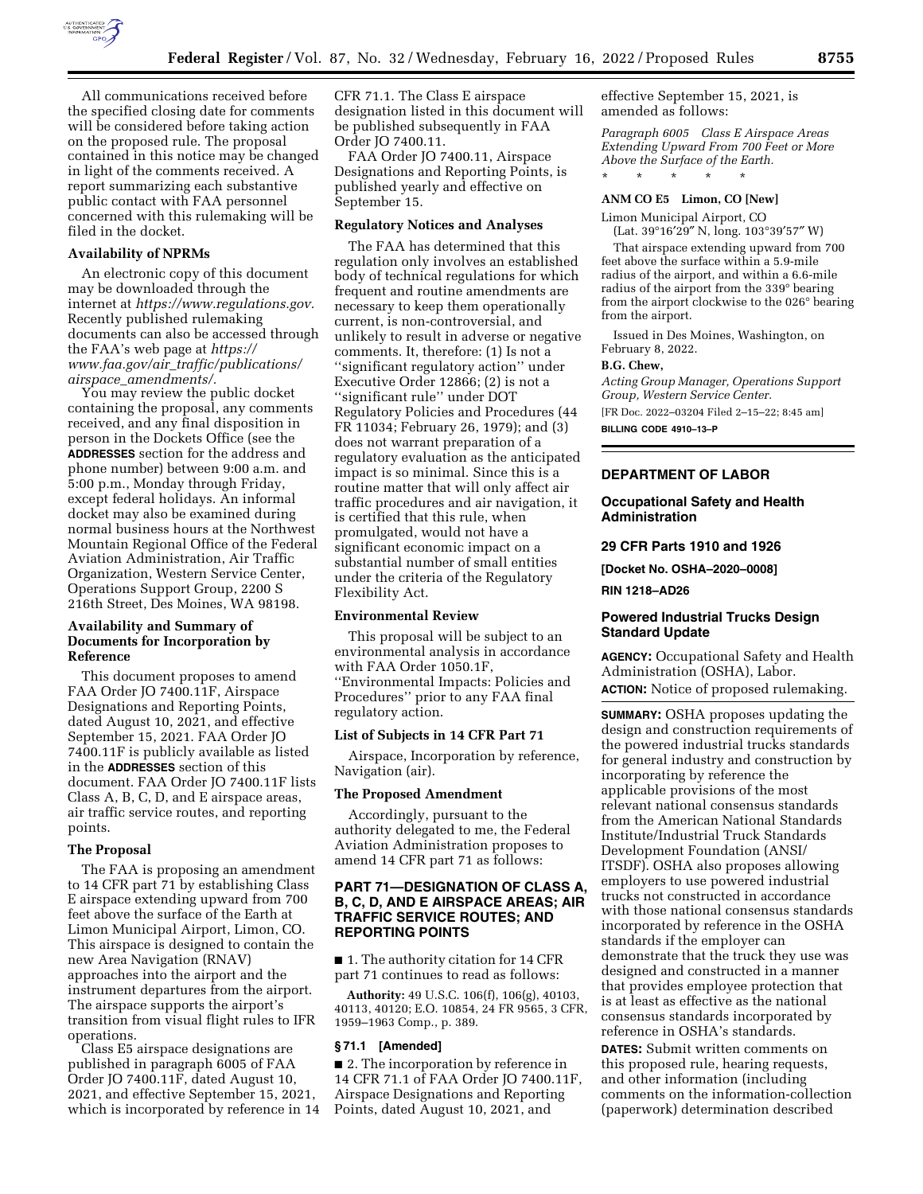All communications received before the specified closing date for comments will be considered before taking action on the proposed rule. The proposal contained in this notice may be changed in light of the comments received. A report summarizing each substantive public contact with FAA personnel concerned with this rulemaking will be filed in the docket.

### Availability of NPRMs

An electronic copy of this document may be downloaded through the internet at *https://www.regulations.gov.* Recently published rulemaking documents can also be accessed through the FAA's web page at *https://www.faa.gov/air_traffic/publications/airspace_amendments/.*

You may review the public docket containing the proposal, any comments received, and any final disposition in person in the Dockets Office (see the **ADDRESSES** section for the address and phone number) between 9:00 a.m. and 5:00 p.m., Monday through Friday, except federal holidays. An informal docket may also be examined during normal business hours at the Northwest Mountain Regional Office of the Federal Aviation Administration, Air Traffic Organization, Western Service Center, Operations Support Group, 2200 S 216th Street, Des Moines, WA 98198.

### Availability and Summary of Documents for Incorporation by Reference

This document proposes to amend FAA Order JO 7400.11F, Airspace Designations and Reporting Points, dated August 10, 2021, and effective September 15, 2021. FAA Order JO 7400.11F is publicly available as listed in the **ADDRESSES** section of this document. FAA Order JO 7400.11F lists Class A, B, C, D, and E airspace areas, air traffic service routes, and reporting points.

### The Proposal

The FAA is proposing an amendment to 14 CFR part 71 by establishing Class E airspace extending upward from 700 feet above the surface of the Earth at Limon Municipal Airport, Limon, CO. This airspace is designed to contain the new Area Navigation (RNAV) approaches into the airport and the instrument departures from the airport. The airspace supports the airport's transition from visual flight rules to IFR operations.

Class E5 airspace designations are published in paragraph 6005 of FAA Order JO 7400.11F, dated August 10, 2021, and effective September 15, 2021, which is incorporated by reference in 14 CFR 71.1. The Class E airspace designation listed in this document will be published subsequently in FAA Order JO 7400.11.

FAA Order JO 7400.11, Airspace Designations and Reporting Points, is published yearly and effective on September 15.

### Regulatory Notices and Analyses

The FAA has determined that this regulation only involves an established body of technical regulations for which frequent and routine amendments are necessary to keep them operationally current, is non-controversial, and unlikely to result in adverse or negative comments. It, therefore: (1) Is not a ''significant regulatory action'' under Executive Order 12866; (2) is not a ''significant rule'' under DOT Regulatory Policies and Procedures (44 FR 11034; February 26, 1979); and (3) does not warrant preparation of a regulatory evaluation as the anticipated impact is so minimal. Since this is a routine matter that will only affect air traffic procedures and air navigation, it is certified that this rule, when promulgated, would not have a significant economic impact on a substantial number of small entities under the criteria of the Regulatory Flexibility Act.

### Environmental Review

This proposal will be subject to an environmental analysis in accordance with FAA Order 1050.1F, ''Environmental Impacts: Policies and Procedures'' prior to any FAA final regulatory action.

### List of Subjects in 14 CFR Part 71

Airspace, Incorporation by reference, Navigation (air).

### The Proposed Amendment

Accordingly, pursuant to the authority delegated to me, the Federal Aviation Administration proposes to amend 14 CFR part 71 as follows:

## PART 71—DESIGNATION OF CLASS A, B, C, D, AND E AIRSPACE AREAS; AIR TRAFFIC SERVICE ROUTES; AND REPORTING POINTS

■ 1. The authority citation for 14 CFR part 71 continues to read as follows:

**Authority:** 49 U.S.C. 106(f), 106(g), 40103, 40113, 40120; E.O. 10854, 24 FR 9565, 3 CFR, 1959–1963 Comp., p. 389.

### § 71.1 [Amended]

■ 2. The incorporation by reference in 14 CFR 71.1 of FAA Order JO 7400.11F, Airspace Designations and Reporting Points, dated August 10, 2021, and effective September 15, 2021, is amended as follows:

*Paragraph 6005 Class E Airspace Areas Extending Upward From 700 Feet or More Above the Surface of the Earth.*

\* \* \* \* \*

**ANM CO E5 Limon, CO [New]**

Limon Municipal Airport, CO
(Lat. 39°16′29″ N, long. 103°39′57″ W)

That airspace extending upward from 700 feet above the surface within a 5.9-mile radius of the airport, and within a 6.6-mile radius of the airport from the 339° bearing from the airport clockwise to the 026° bearing from the airport.

Issued in Des Moines, Washington, on February 8, 2022.

**B.G. Chew,**

*Acting Group Manager, Operations Support Group, Western Service Center.*

[FR Doc. 2022–03204 Filed 2–15–22; 8:45 am]

**BILLING CODE 4910–13–P**

---

## DEPARTMENT OF LABOR

### Occupational Safety and Health Administration

### 29 CFR Parts 1910 and 1926

**[Docket No. OSHA–2020–0008]**

**RIN 1218–AD26**

### Powered Industrial Trucks Design Standard Update

**AGENCY:** Occupational Safety and Health Administration (OSHA), Labor.

**ACTION:** Notice of proposed rulemaking.

**SUMMARY:** OSHA proposes updating the design and construction requirements of the powered industrial trucks standards for general industry and construction by incorporating by reference the applicable provisions of the most relevant national consensus standards from the American National Standards Institute/Industrial Truck Standards Development Foundation (ANSI/ITSDF). OSHA also proposes allowing employers to use powered industrial trucks not constructed in accordance with those national consensus standards incorporated by reference in the OSHA standards if the employer can demonstrate that the truck they use was designed and constructed in a manner that provides employee protection that is at least as effective as the national consensus standards incorporated by reference in OSHA's standards.

**DATES:** Submit written comments on this proposed rule, hearing requests, and other information (including comments on the information-collection (paperwork) determination described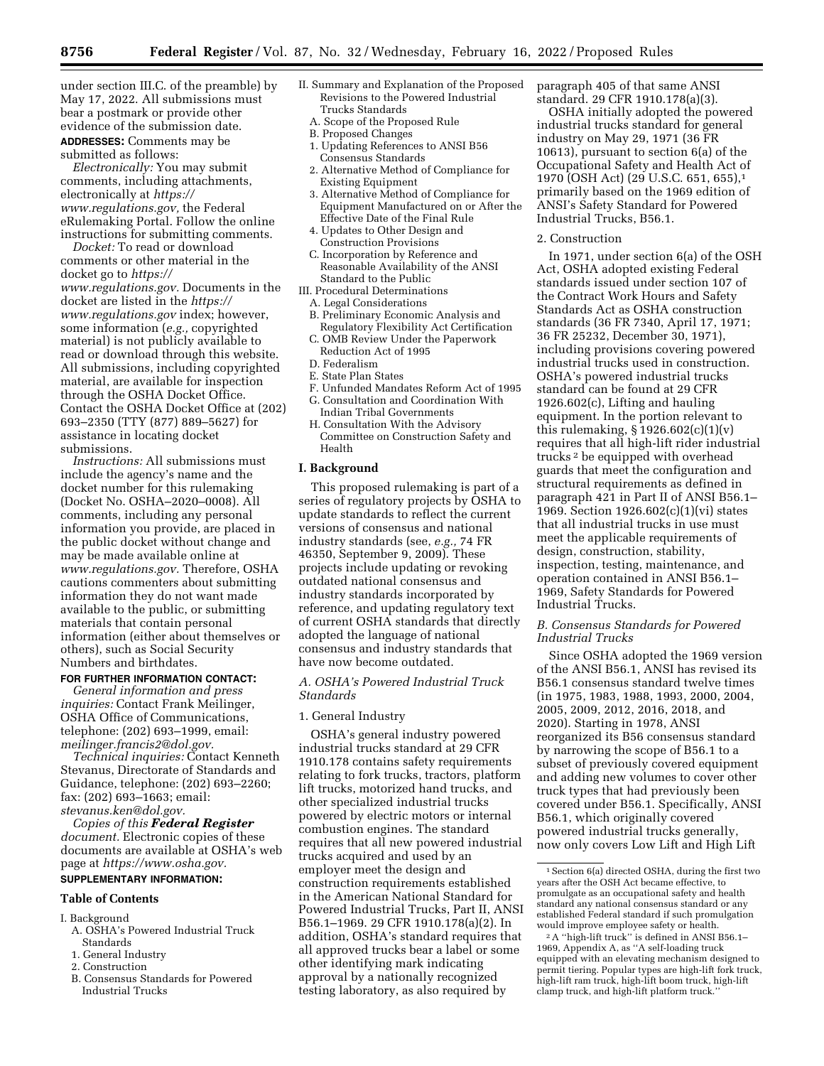under section III.C. of the preamble) by May 17, 2022. All submissions must bear a postmark or provide other evidence of the submission date.

**ADDRESSES:** Comments may be submitted as follows:

*Electronically:* You may submit comments, including attachments, electronically at *https://www.regulations.gov,* the Federal eRulemaking Portal. Follow the online instructions for submitting comments.

*Docket:* To read or download comments or other material in the docket go to *https://www.regulations.gov.* Documents in the docket are listed in the *https://www.regulations.gov* index; however, some information (*e.g.,* copyrighted material) is not publicly available to read or download through this website. All submissions, including copyrighted material, are available for inspection through the OSHA Docket Office. Contact the OSHA Docket Office at (202) 693–2350 (TTY (877) 889–5627) for assistance in locating docket submissions.

*Instructions:* All submissions must include the agency's name and the docket number for this rulemaking (Docket No. OSHA–2020–0008). All comments, including any personal information you provide, are placed in the public docket without change and may be made available online at *www.regulations.gov.* Therefore, OSHA cautions commenters about submitting information they do not want made available to the public, or submitting materials that contain personal information (either about themselves or others), such as Social Security Numbers and birthdates.

**FOR FURTHER INFORMATION CONTACT:**

*General information and press inquiries:* Contact Frank Meilinger, OSHA Office of Communications, telephone: (202) 693–1999, email: *meilinger.francis2@dol.gov.*

*Technical inquiries:* Contact Kenneth Stevanus, Directorate of Standards and Guidance, telephone: (202) 693–2260; fax: (202) 693–1663; email: *stevanus.ken@dol.gov.*

*Copies of this* ***Federal Register*** *document.* Electronic copies of these documents are available at OSHA's web page at *https://www.osha.gov.*

**SUPPLEMENTARY INFORMATION:**

**Table of Contents**

I. Background
  A. OSHA's Powered Industrial Truck Standards
  1. General Industry
  2. Construction
  B. Consensus Standards for Powered Industrial Trucks
II. Summary and Explanation of the Proposed Revisions to the Powered Industrial Trucks Standards
  A. Scope of the Proposed Rule
  B. Proposed Changes
  1. Updating References to ANSI B56 Consensus Standards
  2. Alternative Method of Compliance for Existing Equipment
  3. Alternative Method of Compliance for Equipment Manufactured on or After the Effective Date of the Final Rule
  4. Updates to Other Design and Construction Provisions
  C. Incorporation by Reference and Reasonable Availability of the ANSI Standard to the Public
III. Procedural Determinations
  A. Legal Considerations
  B. Preliminary Economic Analysis and Regulatory Flexibility Act Certification
  C. OMB Review Under the Paperwork Reduction Act of 1995
  D. Federalism
  E. State Plan States
  F. Unfunded Mandates Reform Act of 1995
  G. Consultation and Coordination With Indian Tribal Governments
  H. Consultation With the Advisory Committee on Construction Safety and Health

## I. Background

This proposed rulemaking is part of a series of regulatory projects by OSHA to update standards to reflect the current versions of consensus and national industry standards (see, *e.g.,* 74 FR 46350, September 9, 2009). These projects include updating or revoking outdated national consensus and industry standards incorporated by reference, and updating regulatory text of current OSHA standards that directly adopted the language of national consensus and industry standards that have now become outdated.

### *A. OSHA's Powered Industrial Truck Standards*

1. General Industry

OSHA's general industry powered industrial trucks standard at 29 CFR 1910.178 contains safety requirements relating to fork trucks, tractors, platform lift trucks, motorized hand trucks, and other specialized industrial trucks powered by electric motors or internal combustion engines. The standard requires that all new powered industrial trucks acquired and used by an employer meet the design and construction requirements established in the American National Standard for Powered Industrial Trucks, Part II, ANSI B56.1–1969. 29 CFR 1910.178(a)(2). In addition, OSHA's standard requires that all approved trucks bear a label or some other identifying mark indicating approval by a nationally recognized testing laboratory, as also required by paragraph 405 of that same ANSI standard. 29 CFR 1910.178(a)(3).

OSHA initially adopted the powered industrial trucks standard for general industry on May 29, 1971 (36 FR 10613), pursuant to section 6(a) of the Occupational Safety and Health Act of 1970 (OSH Act) (29 U.S.C. 651, 655),[1] primarily based on the 1969 edition of ANSI's Safety Standard for Powered Industrial Trucks, B56.1.

2. Construction

In 1971, under section 6(a) of the OSH Act, OSHA adopted existing Federal standards issued under section 107 of the Contract Work Hours and Safety Standards Act as OSHA construction standards (36 FR 7340, April 17, 1971; 36 FR 25232, December 30, 1971), including provisions covering powered industrial trucks used in construction. OSHA's powered industrial trucks standard can be found at 29 CFR 1926.602(c), Lifting and hauling equipment. In the portion relevant to this rulemaking, § 1926.602(c)(1)(v) requires that all high-lift rider industrial trucks[2] be equipped with overhead guards that meet the configuration and structural requirements as defined in paragraph 421 in Part II of ANSI B56.1–1969. Section 1926.602(c)(1)(vi) states that all industrial trucks in use must meet the applicable requirements of design, construction, stability, inspection, testing, maintenance, and operation contained in ANSI B56.1–1969, Safety Standards for Powered Industrial Trucks.

### *B. Consensus Standards for Powered Industrial Trucks*

Since OSHA adopted the 1969 version of the ANSI B56.1, ANSI has revised its B56.1 consensus standard twelve times (in 1975, 1983, 1988, 1993, 2000, 2004, 2005, 2009, 2012, 2016, 2018, and 2020). Starting in 1978, ANSI reorganized its B56 consensus standard by narrowing the scope of B56.1 to a subset of previously covered equipment and adding new volumes to cover other truck types that had previously been covered under B56.1. Specifically, ANSI B56.1, which originally covered powered industrial trucks generally, now only covers Low Lift and High Lift

---

[1] Section 6(a) directed OSHA, during the first two years after the OSH Act became effective, to promulgate as an occupational safety and health standard any national consensus standard or any established Federal standard if such promulgation would improve employee safety or health.

[2] A "high-lift truck" is defined in ANSI B56.1–1969, Appendix A, as "A self-loading truck equipped with an elevating mechanism designed to permit tiering. Popular types are high-lift fork truck, high-lift ram truck, high-lift boom truck, high-lift clamp truck, and high-lift platform truck."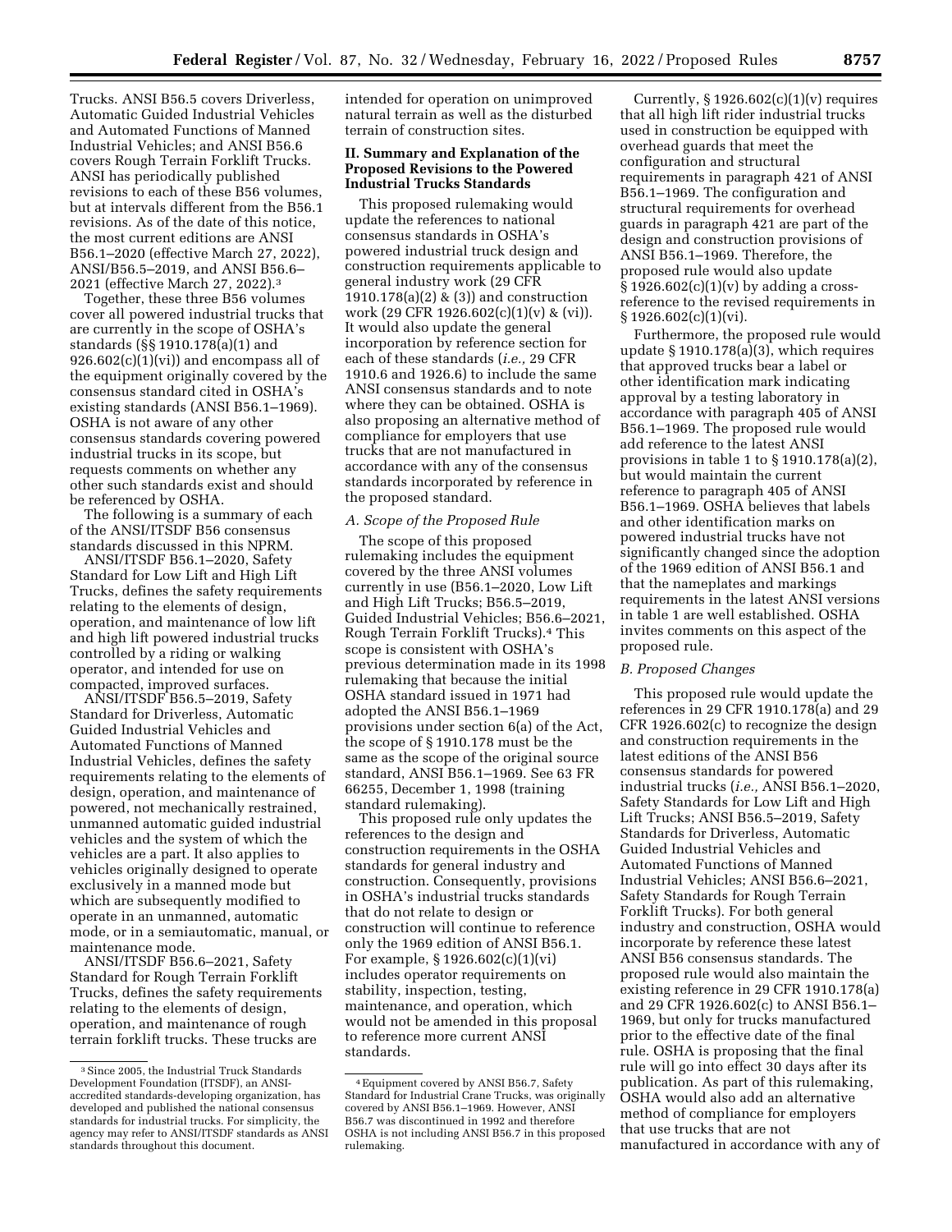Trucks. ANSI B56.5 covers Driverless, Automatic Guided Industrial Vehicles and Automated Functions of Manned Industrial Vehicles; and ANSI B56.6 covers Rough Terrain Forklift Trucks. ANSI has periodically published revisions to each of these B56 volumes, but at intervals different from the B56.1 revisions. As of the date of this notice, the most current editions are ANSI B56.1–2020 (effective March 27, 2022), ANSI/B56.5–2019, and ANSI B56.6–2021 (effective March 27, 2022).[3]

Together, these three B56 volumes cover all powered industrial trucks that are currently in the scope of OSHA's standards (§§ 1910.178(a)(1) and 926.602(c)(1)(vi)) and encompass all of the equipment originally covered by the consensus standard cited in OSHA's existing standards (ANSI B56.1–1969). OSHA is not aware of any other consensus standards covering powered industrial trucks in its scope, but requests comments on whether any other such standards exist and should be referenced by OSHA.

The following is a summary of each of the ANSI/ITSDF B56 consensus standards discussed in this NPRM.

ANSI/ITSDF B56.1–2020, Safety Standard for Low Lift and High Lift Trucks, defines the safety requirements relating to the elements of design, operation, and maintenance of low lift and high lift powered industrial trucks controlled by a riding or walking operator, and intended for use on compacted, improved surfaces.

ANSI/ITSDF B56.5–2019, Safety Standard for Driverless, Automatic Guided Industrial Vehicles and Automated Functions of Manned Industrial Vehicles, defines the safety requirements relating to the elements of design, operation, and maintenance of powered, not mechanically restrained, unmanned automatic guided industrial vehicles and the system of which the vehicles are a part. It also applies to vehicles originally designed to operate exclusively in a manned mode but which are subsequently modified to operate in an unmanned, automatic mode, or in a semiautomatic, manual, or maintenance mode.

ANSI/ITSDF B56.6–2021, Safety Standard for Rough Terrain Forklift Trucks, defines the safety requirements relating to the elements of design, operation, and maintenance of rough terrain forklift trucks. These trucks are intended for operation on unimproved natural terrain as well as the disturbed terrain of construction sites.

## II. Summary and Explanation of the Proposed Revisions to the Powered Industrial Trucks Standards

This proposed rulemaking would update the references to national consensus standards in OSHA's powered industrial truck design and construction requirements applicable to general industry work (29 CFR 1910.178(a)(2) & (3)) and construction work (29 CFR 1926.602(c)(1)(v) & (vi)). It would also update the general incorporation by reference section for each of these standards (*i.e.,* 29 CFR 1910.6 and 1926.6) to include the same ANSI consensus standards and to note where they can be obtained. OSHA is also proposing an alternative method of compliance for employers that use trucks that are not manufactured in accordance with any of the consensus standards incorporated by reference in the proposed standard.

### *A. Scope of the Proposed Rule*

The scope of this proposed rulemaking includes the equipment covered by the three ANSI volumes currently in use (B56.1–2020, Low Lift and High Lift Trucks; B56.5–2019, Guided Industrial Vehicles; B56.6–2021, Rough Terrain Forklift Trucks).[4] This scope is consistent with OSHA's previous determination made in its 1998 rulemaking that because the initial OSHA standard issued in 1971 had adopted the ANSI B56.1–1969 provisions under section 6(a) of the Act, the scope of § 1910.178 must be the same as the scope of the original source standard, ANSI B56.1–1969. See 63 FR 66255, December 1, 1998 (training standard rulemaking).

This proposed rule only updates the references to the design and construction requirements in the OSHA standards for general industry and construction. Consequently, provisions in OSHA's industrial trucks standards that do not relate to design or construction will continue to reference only the 1969 edition of ANSI B56.1. For example, § 1926.602(c)(1)(vi) includes operator requirements on stability, inspection, testing, maintenance, and operation, which would not be amended in this proposal to reference more current ANSI standards.

Currently, § 1926.602(c)(1)(v) requires that all high lift rider industrial trucks used in construction be equipped with overhead guards that meet the configuration and structural requirements in paragraph 421 of ANSI B56.1–1969. The configuration and structural requirements for overhead guards in paragraph 421 are part of the design and construction provisions of ANSI B56.1–1969. Therefore, the proposed rule would also update § 1926.602(c)(1)(v) by adding a cross-reference to the revised requirements in § 1926.602(c)(1)(vi).

Furthermore, the proposed rule would update § 1910.178(a)(3), which requires that approved trucks bear a label or other identification mark indicating approval by a testing laboratory in accordance with paragraph 405 of ANSI B56.1–1969. The proposed rule would add reference to the latest ANSI provisions in table 1 to § 1910.178(a)(2), but would maintain the current reference to paragraph 405 of ANSI B56.1–1969. OSHA believes that labels and other identification marks on powered industrial trucks have not significantly changed since the adoption of the 1969 edition of ANSI B56.1 and that the nameplates and markings requirements in the latest ANSI versions in table 1 are well established. OSHA invites comments on this aspect of the proposed rule.

### *B. Proposed Changes*

This proposed rule would update the references in 29 CFR 1910.178(a) and 29 CFR 1926.602(c) to recognize the design and construction requirements in the latest editions of the ANSI B56 consensus standards for powered industrial trucks (*i.e.,* ANSI B56.1–2020, Safety Standards for Low Lift and High Lift Trucks; ANSI B56.5–2019, Safety Standards for Driverless, Automatic Guided Industrial Vehicles and Automated Functions of Manned Industrial Vehicles; ANSI B56.6–2021, Safety Standards for Rough Terrain Forklift Trucks). For both general industry and construction, OSHA would incorporate by reference these latest ANSI B56 consensus standards. The proposed rule would also maintain the existing reference in 29 CFR 1910.178(a) and 29 CFR 1926.602(c) to ANSI B56.1–1969, but only for trucks manufactured prior to the effective date of the final rule. OSHA is proposing that the final rule will go into effect 30 days after its publication. As part of this rulemaking, OSHA would also add an alternative method of compliance for employers that use trucks that are not manufactured in accordance with any of

---

[3] Since 2005, the Industrial Truck Standards Development Foundation (ITSDF), an ANSI-accredited standards-developing organization, has developed and published the national consensus standards for industrial trucks. For simplicity, the agency may refer to ANSI/ITSDF standards as ANSI standards throughout this document.

[4] Equipment covered by ANSI B56.7, Safety Standard for Industrial Crane Trucks, was originally covered by ANSI B56.1–1969. However, ANSI B56.7 was discontinued in 1992 and therefore OSHA is not including ANSI B56.7 in this proposed rulemaking.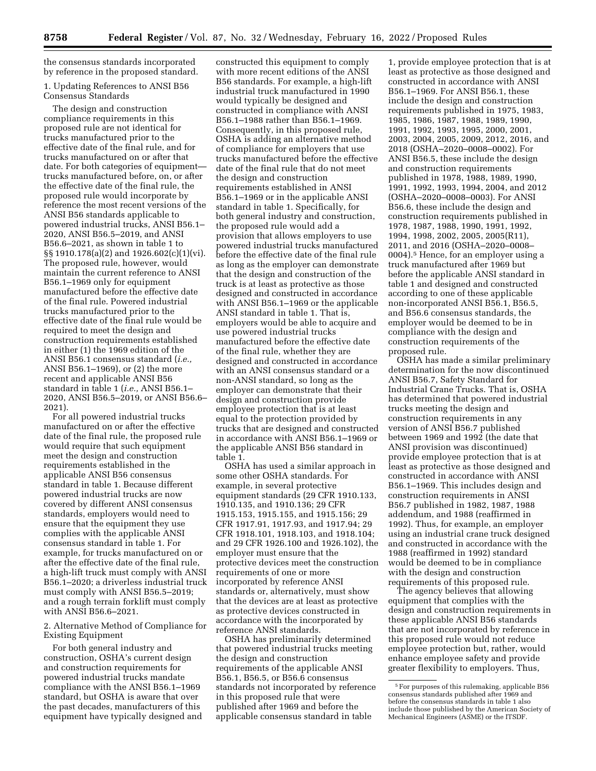the consensus standards incorporated by reference in the proposed standard.

1. Updating References to ANSI B56 Consensus Standards

The design and construction compliance requirements in this proposed rule are not identical for trucks manufactured prior to the effective date of the final rule, and for trucks manufactured on or after that date. For both categories of equipment—trucks manufactured before, on, or after the effective date of the final rule, the proposed rule would incorporate by reference the most recent versions of the ANSI B56 standards applicable to powered industrial trucks, ANSI B56.1–2020, ANSI B56.5–2019, and ANSI B56.6–2021, as shown in table 1 to §§ 1910.178(a)(2) and 1926.602(c)(1)(vi). The proposed rule, however, would maintain the current reference to ANSI B56.1–1969 only for equipment manufactured before the effective date of the final rule. Powered industrial trucks manufactured prior to the effective date of the final rule would be required to meet the design and construction requirements established in either (1) the 1969 edition of the ANSI B56.1 consensus standard (*i.e.,* ANSI B56.1–1969), or (2) the more recent and applicable ANSI B56 standard in table 1 (*i.e.,* ANSI B56.1–2020, ANSI B56.5–2019, or ANSI B56.6–2021).

For all powered industrial trucks manufactured on or after the effective date of the final rule, the proposed rule would require that such equipment meet the design and construction requirements established in the applicable ANSI B56 consensus standard in table 1. Because different powered industrial trucks are now covered by different ANSI consensus standards, employers would need to ensure that the equipment they use complies with the applicable ANSI consensus standard in table 1. For example, for trucks manufactured on or after the effective date of the final rule, a high-lift truck must comply with ANSI B56.1–2020; a driverless industrial truck must comply with ANSI B56.5–2019; and a rough terrain forklift must comply with ANSI B56.6–2021.

2. Alternative Method of Compliance for Existing Equipment

For both general industry and construction, OSHA's current design and construction requirements for powered industrial trucks mandate compliance with the ANSI B56.1–1969 standard, but OSHA is aware that over the past decades, manufacturers of this equipment have typically designed and constructed this equipment to comply with more recent editions of the ANSI B56 standards. For example, a high-lift industrial truck manufactured in 1990 would typically be designed and constructed in compliance with ANSI B56.1–1988 rather than B56.1–1969. Consequently, in this proposed rule, OSHA is adding an alternative method of compliance for employers that use trucks manufactured before the effective date of the final rule that do not meet the design and construction requirements established in ANSI B56.1–1969 or in the applicable ANSI standard in table 1. Specifically, for both general industry and construction, the proposed rule would add a provision that allows employers to use powered industrial trucks manufactured before the effective date of the final rule as long as the employer can demonstrate that the design and construction of the truck is at least as protective as those designed and constructed in accordance with ANSI B56.1–1969 or the applicable ANSI standard in table 1. That is, employers would be able to acquire and use powered industrial trucks manufactured before the effective date of the final rule, whether they are designed and constructed in accordance with an ANSI consensus standard or a non-ANSI standard, so long as the employer can demonstrate that their design and construction provide employee protection that is at least equal to the protection provided by trucks that are designed and constructed in accordance with ANSI B56.1–1969 or the applicable ANSI B56 standard in table 1.

OSHA has used a similar approach in some other OSHA standards. For example, in several protective equipment standards (29 CFR 1910.133, 1910.135, and 1910.136; 29 CFR 1915.153, 1915.155, and 1915.156; 29 CFR 1917.91, 1917.93, and 1917.94; 29 CFR 1918.101, 1918.103, and 1918.104; and 29 CFR 1926.100 and 1926.102), the employer must ensure that the protective devices meet the construction requirements of one or more incorporated by reference ANSI standards or, alternatively, must show that the devices are at least as protective as protective devices constructed in accordance with the incorporated by reference ANSI standards.

OSHA has preliminarily determined that powered industrial trucks meeting the design and construction requirements of the applicable ANSI B56.1, B56.5, or B56.6 consensus standards not incorporated by reference in this proposed rule that were published after 1969 and before the applicable consensus standard in table 1, provide employee protection that is at least as protective as those designed and constructed in accordance with ANSI B56.1–1969. For ANSI B56.1, these include the design and construction requirements published in 1975, 1983, 1985, 1986, 1987, 1988, 1989, 1990, 1991, 1992, 1993, 1995, 2000, 2001, 2003, 2004, 2005, 2009, 2012, 2016, and 2018 (OSHA–2020–0008–0002). For ANSI B56.5, these include the design and construction requirements published in 1978, 1988, 1989, 1990, 1991, 1992, 1993, 1994, 2004, and 2012 (OSHA–2020–0008–0003). For ANSI B56.6, these include the design and construction requirements published in 1978, 1987, 1988, 1990, 1991, 1992, 1994, 1998, 2002, 2005, 2005(R11), 2011, and 2016 (OSHA–2020–0008–0004).[5] Hence, for an employer using a truck manufactured after 1969 but before the applicable ANSI standard in table 1 and designed and constructed according to one of these applicable non-incorporated ANSI B56.1, B56.5, and B56.6 consensus standards, the employer would be deemed to be in compliance with the design and construction requirements of the proposed rule.

OSHA has made a similar preliminary determination for the now discontinued ANSI B56.7, Safety Standard for Industrial Crane Trucks. That is, OSHA has determined that powered industrial trucks meeting the design and construction requirements in any version of ANSI B56.7 published between 1969 and 1992 (the date that ANSI provision was discontinued) provide employee protection that is at least as protective as those designed and constructed in accordance with ANSI B56.1–1969. This includes design and construction requirements in ANSI B56.7 published in 1982, 1987, 1988 addendum, and 1988 (reaffirmed in 1992). Thus, for example, an employer using an industrial crane truck designed and constructed in accordance with the 1988 (reaffirmed in 1992) standard would be deemed to be in compliance with the design and construction requirements of this proposed rule.

The agency believes that allowing equipment that complies with the design and construction requirements in these applicable ANSI B56 standards that are not incorporated by reference in this proposed rule would not reduce employee protection but, rather, would enhance employee safety and provide greater flexibility to employers. Thus,

[5] For purposes of this rulemaking, applicable B56 consensus standards published after 1969 and before the consensus standards in table 1 also include those published by the American Society of Mechanical Engineers (ASME) or the ITSDF.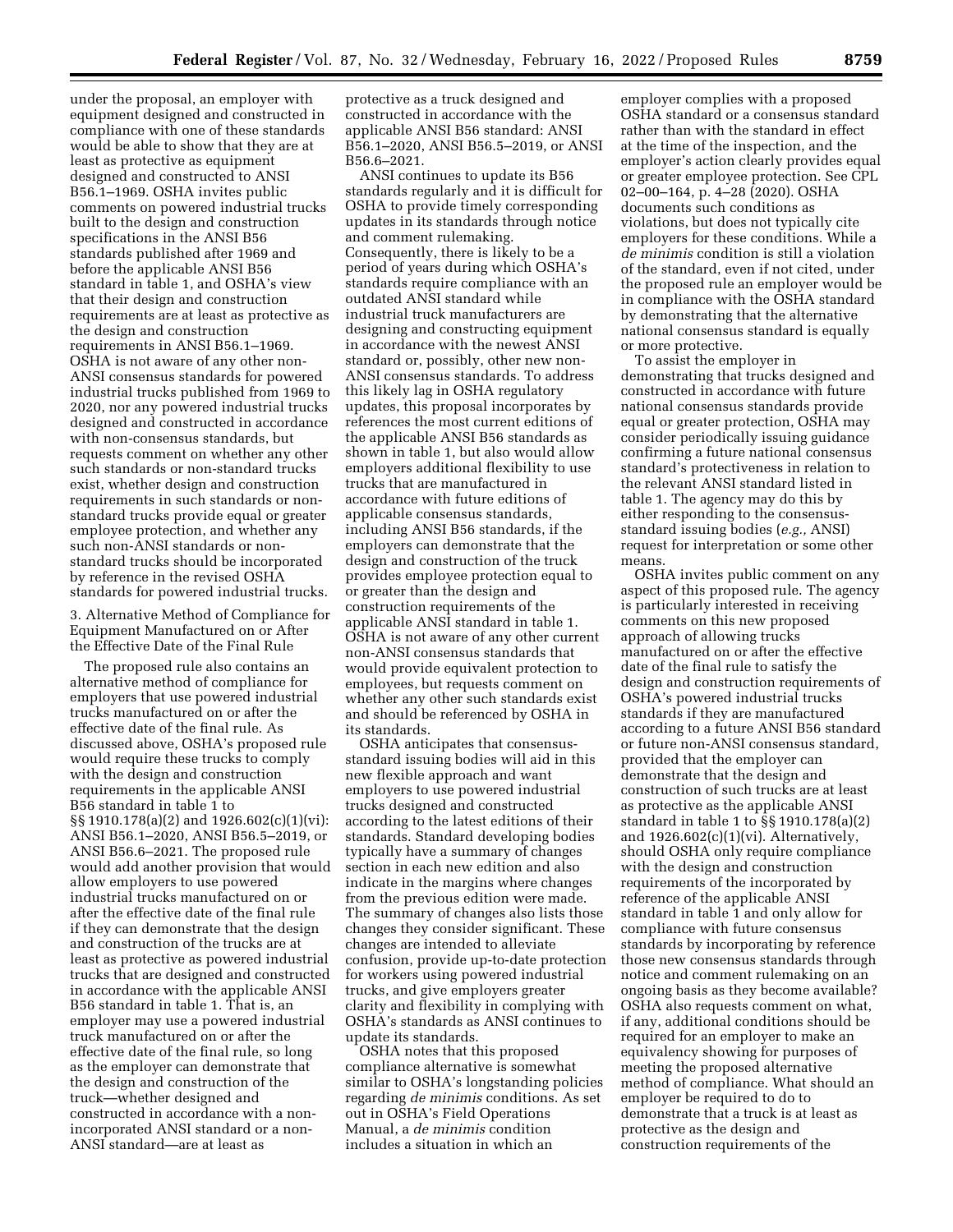under the proposal, an employer with equipment designed and constructed in compliance with one of these standards would be able to show that they are at least as protective as equipment designed and constructed to ANSI B56.1–1969. OSHA invites public comments on powered industrial trucks built to the design and construction specifications in the ANSI B56 standards published after 1969 and before the applicable ANSI B56 standard in table 1, and OSHA's view that their design and construction requirements are at least as protective as the design and construction requirements in ANSI B56.1–1969. OSHA is not aware of any other non-ANSI consensus standards for powered industrial trucks published from 1969 to 2020, nor any powered industrial trucks designed and constructed in accordance with non-consensus standards, but requests comment on whether any other such standards or non-standard trucks exist, whether design and construction requirements in such standards or non-standard trucks provide equal or greater employee protection, and whether any such non-ANSI standards or non-standard trucks should be incorporated by reference in the revised OSHA standards for powered industrial trucks.

3. Alternative Method of Compliance for Equipment Manufactured on or After the Effective Date of the Final Rule

The proposed rule also contains an alternative method of compliance for employers that use powered industrial trucks manufactured on or after the effective date of the final rule. As discussed above, OSHA's proposed rule would require these trucks to comply with the design and construction requirements in the applicable ANSI B56 standard in table 1 to §§ 1910.178(a)(2) and 1926.602(c)(1)(vi): ANSI B56.1–2020, ANSI B56.5–2019, or ANSI B56.6–2021. The proposed rule would add another provision that would allow employers to use powered industrial trucks manufactured on or after the effective date of the final rule if they can demonstrate that the design and construction of the trucks are at least as protective as powered industrial trucks that are designed and constructed in accordance with the applicable ANSI B56 standard in table 1. That is, an employer may use a powered industrial truck manufactured on or after the effective date of the final rule, so long as the employer can demonstrate that the design and construction of the truck—whether designed and constructed in accordance with a non-incorporated ANSI standard or a non-ANSI standard—are at least as protective as a truck designed and constructed in accordance with the applicable ANSI B56 standard: ANSI B56.1–2020, ANSI B56.5–2019, or ANSI B56.6–2021.

ANSI continues to update its B56 standards regularly and it is difficult for OSHA to provide timely corresponding updates in its standards through notice and comment rulemaking. Consequently, there is likely to be a period of years during which OSHA's standards require compliance with an outdated ANSI standard while industrial truck manufacturers are designing and constructing equipment in accordance with the newest ANSI standard or, possibly, other new non-ANSI consensus standards. To address this likely lag in OSHA regulatory updates, this proposal incorporates by references the most current editions of the applicable ANSI B56 standards as shown in table 1, but also would allow employers additional flexibility to use trucks that are manufactured in accordance with future editions of applicable consensus standards, including ANSI B56 standards, if the employers can demonstrate that the design and construction of the truck provides employee protection equal to or greater than the design and construction requirements of the applicable ANSI standard in table 1. OSHA is not aware of any other current non-ANSI consensus standards that would provide equivalent protection to employees, but requests comment on whether any other such standards exist and should be referenced by OSHA in its standards.

OSHA anticipates that consensus-standard issuing bodies will aid in this new flexible approach and want employers to use powered industrial trucks designed and constructed according to the latest editions of their standards. Standard developing bodies typically have a summary of changes section in each new edition and also indicate in the margins where changes from the previous edition were made. The summary of changes also lists those changes they consider significant. These changes are intended to alleviate confusion, provide up-to-date protection for workers using powered industrial trucks, and give employers greater clarity and flexibility in complying with OSHA's standards as ANSI continues to update its standards.

OSHA notes that this proposed compliance alternative is somewhat similar to OSHA's longstanding policies regarding *de minimis* conditions. As set out in OSHA's Field Operations Manual, a *de minimis* condition includes a situation in which an employer complies with a proposed OSHA standard or a consensus standard rather than with the standard in effect at the time of the inspection, and the employer's action clearly provides equal or greater employee protection. See CPL 02–00–164, p. 4–28 (2020). OSHA documents such conditions as violations, but does not typically cite employers for these conditions. While a *de minimis* condition is still a violation of the standard, even if not cited, under the proposed rule an employer would be in compliance with the OSHA standard by demonstrating that the alternative national consensus standard is equally or more protective.

To assist the employer in demonstrating that trucks designed and constructed in accordance with future national consensus standards provide equal or greater protection, OSHA may consider periodically issuing guidance confirming a future national consensus standard's protectiveness in relation to the relevant ANSI standard listed in table 1. The agency may do this by either responding to the consensus-standard issuing bodies (*e.g.,* ANSI) request for interpretation or some other means.

OSHA invites public comment on any aspect of this proposed rule. The agency is particularly interested in receiving comments on this new proposed approach of allowing trucks manufactured on or after the effective date of the final rule to satisfy the design and construction requirements of OSHA's powered industrial trucks standards if they are manufactured according to a future ANSI B56 standard or future non-ANSI consensus standard, provided that the employer can demonstrate that the design and construction of such trucks are at least as protective as the applicable ANSI standard in table 1 to §§ 1910.178(a)(2) and 1926.602(c)(1)(vi). Alternatively, should OSHA only require compliance with the design and construction requirements of the incorporated by reference of the applicable ANSI standard in table 1 and only allow for compliance with future consensus standards by incorporating by reference those new consensus standards through notice and comment rulemaking on an ongoing basis as they become available? OSHA also requests comment on what, if any, additional conditions should be required for an employer to make an equivalency showing for purposes of meeting the proposed alternative method of compliance. What should an employer be required to do to demonstrate that a truck is at least as protective as the design and construction requirements of the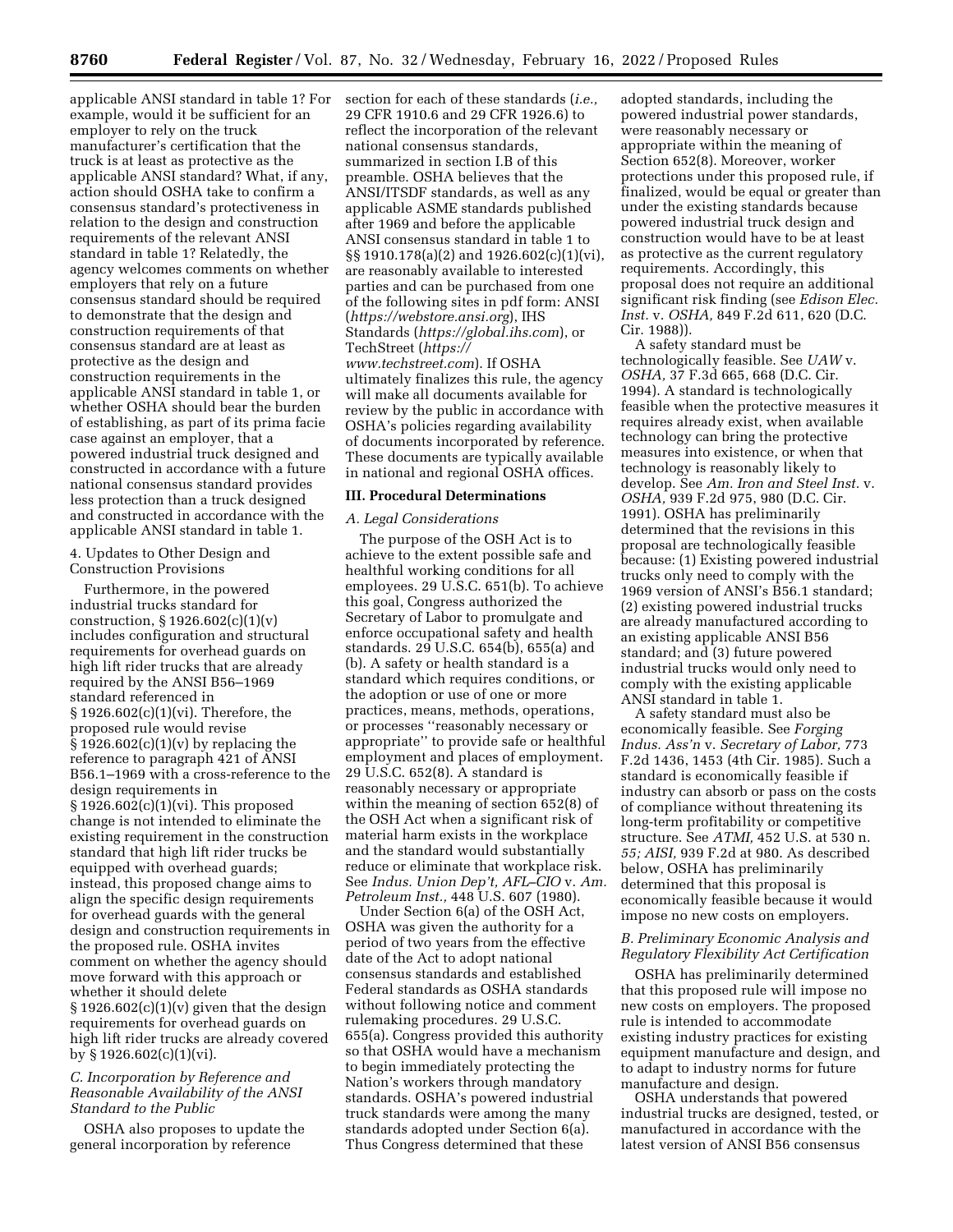applicable ANSI standard in table 1? For example, would it be sufficient for an employer to rely on the truck manufacturer's certification that the truck is at least as protective as the applicable ANSI standard? What, if any, action should OSHA take to confirm a consensus standard's protectiveness in relation to the design and construction requirements of the relevant ANSI standard in table 1? Relatedly, the agency welcomes comments on whether employers that rely on a future consensus standard should be required to demonstrate that the design and construction requirements of that consensus standard are at least as protective as the design and construction requirements in the applicable ANSI standard in table 1, or whether OSHA should bear the burden of establishing, as part of its prima facie case against an employer, that a powered industrial truck designed and constructed in accordance with a future national consensus standard provides less protection than a truck designed and constructed in accordance with the applicable ANSI standard in table 1.

4. Updates to Other Design and Construction Provisions

Furthermore, in the powered industrial trucks standard for construction, § 1926.602(c)(1)(v) includes configuration and structural requirements for overhead guards on high lift rider trucks that are already required by the ANSI B56–1969 standard referenced in § 1926.602(c)(1)(vi). Therefore, the proposed rule would revise § 1926.602(c)(1)(v) by replacing the reference to paragraph 421 of ANSI B56.1–1969 with a cross-reference to the design requirements in § 1926.602(c)(1)(vi). This proposed change is not intended to eliminate the existing requirement in the construction standard that high lift rider trucks be equipped with overhead guards; instead, this proposed change aims to align the specific design requirements for overhead guards with the general design and construction requirements in the proposed rule. OSHA invites comment on whether the agency should move forward with this approach or whether it should delete § 1926.602(c)(1)(v) given that the design requirements for overhead guards on high lift rider trucks are already covered by § 1926.602(c)(1)(vi).

### C. Incorporation by Reference and Reasonable Availability of the ANSI Standard to the Public

OSHA also proposes to update the general incorporation by reference section for each of these standards (*i.e.,* 29 CFR 1910.6 and 29 CFR 1926.6) to reflect the incorporation of the relevant national consensus standards, summarized in section I.B of this preamble. OSHA believes that the ANSI/ITSDF standards, as well as any applicable ASME standards published after 1969 and before the applicable ANSI consensus standard in table 1 to §§ 1910.178(a)(2) and 1926.602(c)(1)(vi), are reasonably available to interested parties and can be purchased from one of the following sites in pdf form: ANSI (*https://webstore.ansi.org*), IHS Standards (*https://global.ihs.com*), or TechStreet (*https://www.techstreet.com*). If OSHA ultimately finalizes this rule, the agency will make all documents available for review by the public in accordance with OSHA's policies regarding availability of documents incorporated by reference. These documents are typically available in national and regional OSHA offices.

## III. Procedural Determinations

### A. Legal Considerations

The purpose of the OSH Act is to achieve to the extent possible safe and healthful working conditions for all employees. 29 U.S.C. 651(b). To achieve this goal, Congress authorized the Secretary of Labor to promulgate and enforce occupational safety and health standards. 29 U.S.C. 654(b), 655(a) and (b). A safety or health standard is a standard which requires conditions, or the adoption or use of one or more practices, means, methods, operations, or processes ''reasonably necessary or appropriate'' to provide safe or healthful employment and places of employment. 29 U.S.C. 652(8). A standard is reasonably necessary or appropriate within the meaning of section 652(8) of the OSH Act when a significant risk of material harm exists in the workplace and the standard would substantially reduce or eliminate that workplace risk. See *Indus. Union Dep't, AFL–CIO* v. *Am. Petroleum Inst.,* 448 U.S. 607 (1980).

Under Section 6(a) of the OSH Act, OSHA was given the authority for a period of two years from the effective date of the Act to adopt national consensus standards and established Federal standards as OSHA standards without following notice and comment rulemaking procedures. 29 U.S.C. 655(a). Congress provided this authority so that OSHA would have a mechanism to begin immediately protecting the Nation's workers through mandatory standards. OSHA's powered industrial truck standards were among the many standards adopted under Section 6(a). Thus Congress determined that these adopted standards, including the powered industrial power standards, were reasonably necessary or appropriate within the meaning of Section 652(8). Moreover, worker protections under this proposed rule, if finalized, would be equal or greater than under the existing standards because powered industrial truck design and construction would have to be at least as protective as the current regulatory requirements. Accordingly, this proposal does not require an additional significant risk finding (see *Edison Elec. Inst.* v. *OSHA,* 849 F.2d 611, 620 (D.C. Cir. 1988)).

A safety standard must be technologically feasible. See *UAW* v. *OSHA,* 37 F.3d 665, 668 (D.C. Cir. 1994). A standard is technologically feasible when the protective measures it requires already exist, when available technology can bring the protective measures into existence, or when that technology is reasonably likely to develop. See *Am. Iron and Steel Inst.* v. *OSHA,* 939 F.2d 975, 980 (D.C. Cir. 1991). OSHA has preliminarily determined that the revisions in this proposal are technologically feasible because: (1) Existing powered industrial trucks only need to comply with the 1969 version of ANSI's B56.1 standard; (2) existing powered industrial trucks are already manufactured according to an existing applicable ANSI B56 standard; and (3) future powered industrial trucks would only need to comply with the existing applicable ANSI standard in table 1.

A safety standard must also be economically feasible. See *Forging Indus. Ass'n* v. *Secretary of Labor,* 773 F.2d 1436, 1453 (4th Cir. 1985). Such a standard is economically feasible if industry can absorb or pass on the costs of compliance without threatening its long-term profitability or competitive structure. See *ATMI,* 452 U.S. at 530 n. *55; AISI,* 939 F.2d at 980. As described below, OSHA has preliminarily determined that this proposal is economically feasible because it would impose no new costs on employers.

### B. Preliminary Economic Analysis and Regulatory Flexibility Act Certification

OSHA has preliminarily determined that this proposed rule will impose no new costs on employers. The proposed rule is intended to accommodate existing industry practices for existing equipment manufacture and design, and to adapt to industry norms for future manufacture and design.

OSHA understands that powered industrial trucks are designed, tested, or manufactured in accordance with the latest version of ANSI B56 consensus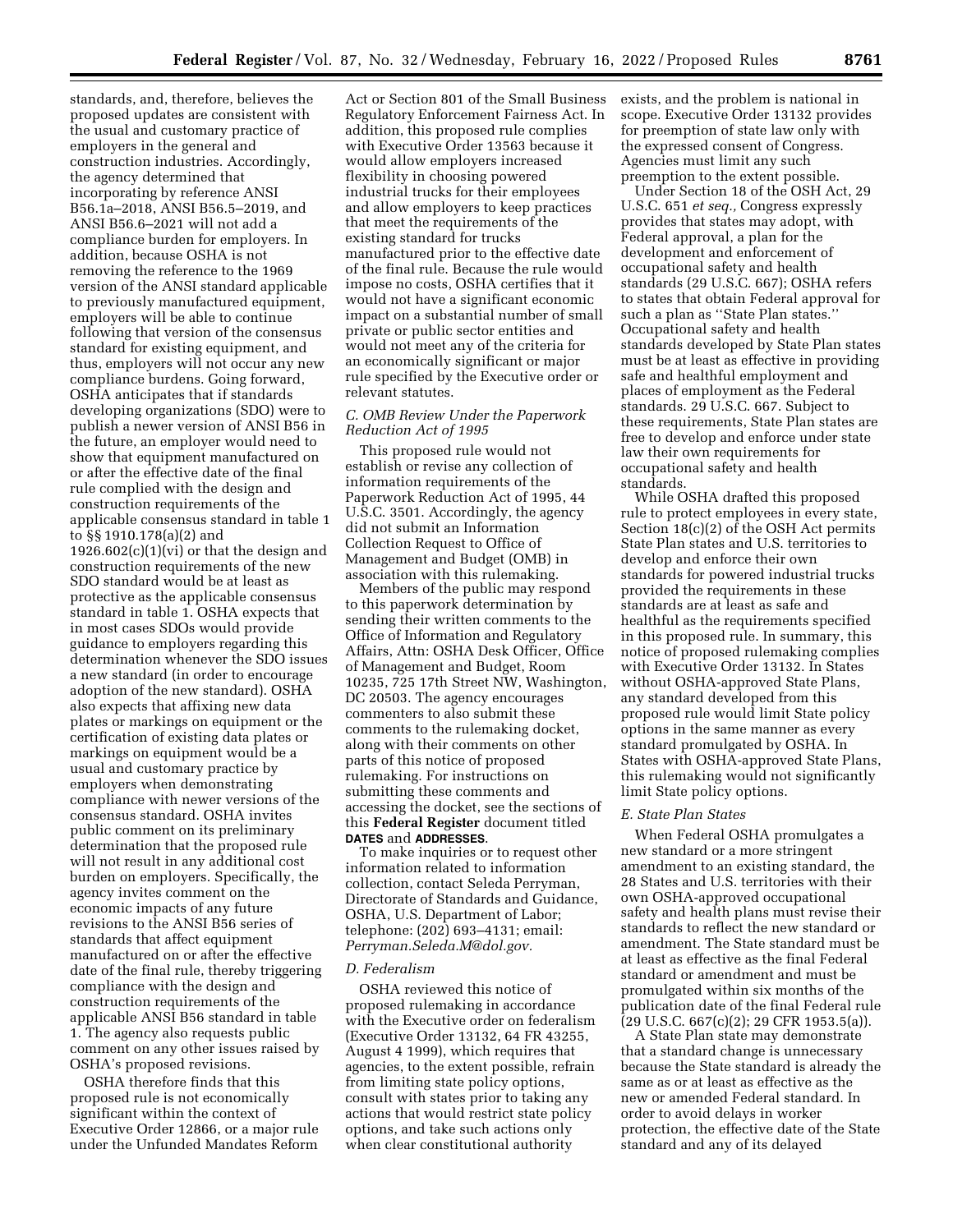standards, and, therefore, believes the proposed updates are consistent with the usual and customary practice of employers in the general and construction industries. Accordingly, the agency determined that incorporating by reference ANSI B56.1a–2018, ANSI B56.5–2019, and ANSI B56.6–2021 will not add a compliance burden for employers. In addition, because OSHA is not removing the reference to the 1969 version of the ANSI standard applicable to previously manufactured equipment, employers will be able to continue following that version of the consensus standard for existing equipment, and thus, employers will not occur any new compliance burdens. Going forward, OSHA anticipates that if standards developing organizations (SDO) were to publish a newer version of ANSI B56 in the future, an employer would need to show that equipment manufactured on or after the effective date of the final rule complied with the design and construction requirements of the applicable consensus standard in table 1 to §§ 1910.178(a)(2) and 1926.602(c)(1)(vi) or that the design and construction requirements of the new SDO standard would be at least as protective as the applicable consensus standard in table 1. OSHA expects that in most cases SDOs would provide guidance to employers regarding this determination whenever the SDO issues a new standard (in order to encourage adoption of the new standard). OSHA also expects that affixing new data plates or markings on equipment or the certification of existing data plates or markings on equipment would be a usual and customary practice by employers when demonstrating compliance with newer versions of the consensus standard. OSHA invites public comment on its preliminary determination that the proposed rule will not result in any additional cost burden on employers. Specifically, the agency invites comment on the economic impacts of any future revisions to the ANSI B56 series of standards that affect equipment manufactured on or after the effective date of the final rule, thereby triggering compliance with the design and construction requirements of the applicable ANSI B56 standard in table 1. The agency also requests public comment on any other issues raised by OSHA's proposed revisions.

OSHA therefore finds that this proposed rule is not economically significant within the context of Executive Order 12866, or a major rule under the Unfunded Mandates Reform Act or Section 801 of the Small Business Regulatory Enforcement Fairness Act. In addition, this proposed rule complies with Executive Order 13563 because it would allow employers increased flexibility in choosing powered industrial trucks for their employees and allow employers to keep practices that meet the requirements of the existing standard for trucks manufactured prior to the effective date of the final rule. Because the rule would impose no costs, OSHA certifies that it would not have a significant economic impact on a substantial number of small private or public sector entities and would not meet any of the criteria for an economically significant or major rule specified by the Executive order or relevant statutes.

### *C. OMB Review Under the Paperwork Reduction Act of 1995*

This proposed rule would not establish or revise any collection of information requirements of the Paperwork Reduction Act of 1995, 44 U.S.C. 3501. Accordingly, the agency did not submit an Information Collection Request to Office of Management and Budget (OMB) in association with this rulemaking.

Members of the public may respond to this paperwork determination by sending their written comments to the Office of Information and Regulatory Affairs, Attn: OSHA Desk Officer, Office of Management and Budget, Room 10235, 725 17th Street NW, Washington, DC 20503. The agency encourages commenters to also submit these comments to the rulemaking docket, along with their comments on other parts of this notice of proposed rulemaking. For instructions on submitting these comments and accessing the docket, see the sections of this **Federal Register** document titled **DATES** and **ADDRESSES**.

To make inquiries or to request other information related to information collection, contact Seleda Perryman, Directorate of Standards and Guidance, OSHA, U.S. Department of Labor; telephone: (202) 693–4131; email: *Perryman.Seleda.M@dol.gov.*

### *D. Federalism*

OSHA reviewed this notice of proposed rulemaking in accordance with the Executive order on federalism (Executive Order 13132, 64 FR 43255, August 4 1999), which requires that agencies, to the extent possible, refrain from limiting state policy options, consult with states prior to taking any actions that would restrict state policy options, and take such actions only when clear constitutional authority exists, and the problem is national in scope. Executive Order 13132 provides for preemption of state law only with the expressed consent of Congress. Agencies must limit any such preemption to the extent possible.

Under Section 18 of the OSH Act, 29 U.S.C. 651 *et seq.,* Congress expressly provides that states may adopt, with Federal approval, a plan for the development and enforcement of occupational safety and health standards (29 U.S.C. 667); OSHA refers to states that obtain Federal approval for such a plan as "State Plan states." Occupational safety and health standards developed by State Plan states must be at least as effective in providing safe and healthful employment and places of employment as the Federal standards. 29 U.S.C. 667. Subject to these requirements, State Plan states are free to develop and enforce under state law their own requirements for occupational safety and health standards.

While OSHA drafted this proposed rule to protect employees in every state, Section 18(c)(2) of the OSH Act permits State Plan states and U.S. territories to develop and enforce their own standards for powered industrial trucks provided the requirements in these standards are at least as safe and healthful as the requirements specified in this proposed rule. In summary, this notice of proposed rulemaking complies with Executive Order 13132. In States without OSHA-approved State Plans, any standard developed from this proposed rule would limit State policy options in the same manner as every standard promulgated by OSHA. In States with OSHA-approved State Plans, this rulemaking would not significantly limit State policy options.

### *E. State Plan States*

When Federal OSHA promulgates a new standard or a more stringent amendment to an existing standard, the 28 States and U.S. territories with their own OSHA-approved occupational safety and health plans must revise their standards to reflect the new standard or amendment. The State standard must be at least as effective as the final Federal standard or amendment and must be promulgated within six months of the publication date of the final Federal rule (29 U.S.C. 667(c)(2); 29 CFR 1953.5(a)).

A State Plan state may demonstrate that a standard change is unnecessary because the State standard is already the same as or at least as effective as the new or amended Federal standard. In order to avoid delays in worker protection, the effective date of the State standard and any of its delayed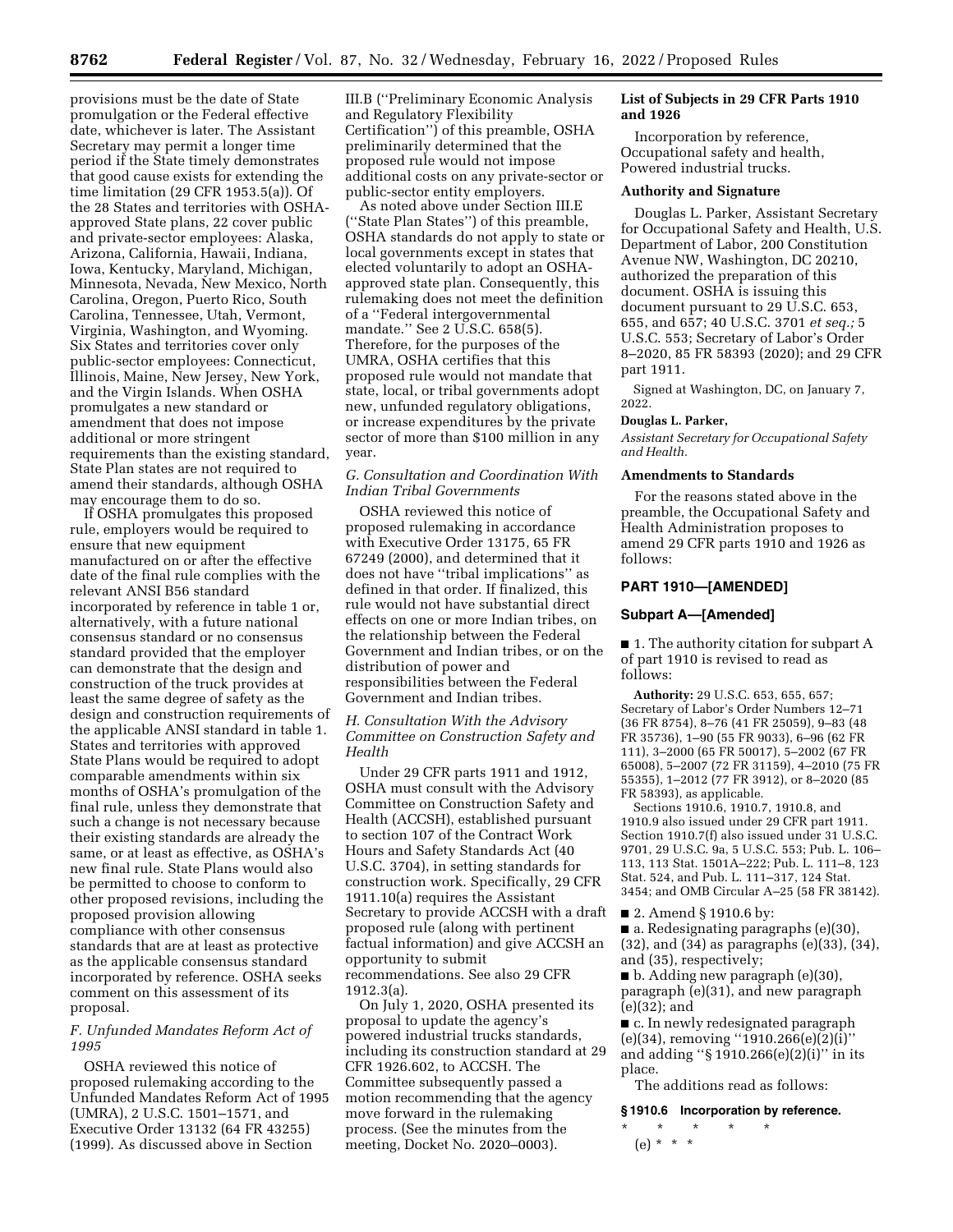provisions must be the date of State promulgation or the Federal effective date, whichever is later. The Assistant Secretary may permit a longer time period if the State timely demonstrates that good cause exists for extending the time limitation (29 CFR 1953.5(a)). Of the 28 States and territories with OSHA-approved State plans, 22 cover public and private-sector employees: Alaska, Arizona, California, Hawaii, Indiana, Iowa, Kentucky, Maryland, Michigan, Minnesota, Nevada, New Mexico, North Carolina, Oregon, Puerto Rico, South Carolina, Tennessee, Utah, Vermont, Virginia, Washington, and Wyoming. Six States and territories cover only public-sector employees: Connecticut, Illinois, Maine, New Jersey, New York, and the Virgin Islands. When OSHA promulgates a new standard or amendment that does not impose additional or more stringent requirements than the existing standard, State Plan states are not required to amend their standards, although OSHA may encourage them to do so.

If OSHA promulgates this proposed rule, employers would be required to ensure that new equipment manufactured on or after the effective date of the final rule complies with the relevant ANSI B56 standard incorporated by reference in table 1 or, alternatively, with a future national consensus standard or no consensus standard provided that the employer can demonstrate that the design and construction of the truck provides at least the same degree of safety as the design and construction requirements of the applicable ANSI standard in table 1. States and territories with approved State Plans would be required to adopt comparable amendments within six months of OSHA's promulgation of the final rule, unless they demonstrate that such a change is not necessary because their existing standards are already the same, or at least as effective, as OSHA's new final rule. State Plans would also be permitted to choose to conform to other proposed revisions, including the proposed provision allowing compliance with other consensus standards that are at least as protective as the applicable consensus standard incorporated by reference. OSHA seeks comment on this assessment of its proposal.

### *F. Unfunded Mandates Reform Act of 1995*

OSHA reviewed this notice of proposed rulemaking according to the Unfunded Mandates Reform Act of 1995 (UMRA), 2 U.S.C. 1501–1571, and Executive Order 13132 (64 FR 43255) (1999). As discussed above in Section III.B (''Preliminary Economic Analysis and Regulatory Flexibility Certification'') of this preamble, OSHA preliminarily determined that the proposed rule would not impose additional costs on any private-sector or public-sector entity employers.

As noted above under Section III.E (''State Plan States'') of this preamble, OSHA standards do not apply to state or local governments except in states that elected voluntarily to adopt an OSHA-approved state plan. Consequently, this rulemaking does not meet the definition of a ''Federal intergovernmental mandate.'' See 2 U.S.C. 658(5). Therefore, for the purposes of the UMRA, OSHA certifies that this proposed rule would not mandate that state, local, or tribal governments adopt new, unfunded regulatory obligations, or increase expenditures by the private sector of more than $100 million in any year.

### *G. Consultation and Coordination With Indian Tribal Governments*

OSHA reviewed this notice of proposed rulemaking in accordance with Executive Order 13175, 65 FR 67249 (2000), and determined that it does not have ''tribal implications'' as defined in that order. If finalized, this rule would not have substantial direct effects on one or more Indian tribes, on the relationship between the Federal Government and Indian tribes, or on the distribution of power and responsibilities between the Federal Government and Indian tribes.

### *H. Consultation With the Advisory Committee on Construction Safety and Health*

Under 29 CFR parts 1911 and 1912, OSHA must consult with the Advisory Committee on Construction Safety and Health (ACCSH), established pursuant to section 107 of the Contract Work Hours and Safety Standards Act (40 U.S.C. 3704), in setting standards for construction work. Specifically, 29 CFR 1911.10(a) requires the Assistant Secretary to provide ACCSH with a draft proposed rule (along with pertinent factual information) and give ACCSH an opportunity to submit recommendations. See also 29 CFR 1912.3(a).

On July 1, 2020, OSHA presented its proposal to update the agency's powered industrial trucks standards, including its construction standard at 29 CFR 1926.602, to ACCSH. The Committee subsequently passed a motion recommending that the agency move forward in the rulemaking process. (See the minutes from the meeting, Docket No. 2020–0003).

### List of Subjects in 29 CFR Parts 1910 and 1926

Incorporation by reference, Occupational safety and health, Powered industrial trucks.

### Authority and Signature

Douglas L. Parker, Assistant Secretary for Occupational Safety and Health, U.S. Department of Labor, 200 Constitution Avenue NW, Washington, DC 20210, authorized the preparation of this document. OSHA is issuing this document pursuant to 29 U.S.C. 653, 655, and 657; 40 U.S.C. 3701 *et seq.;* 5 U.S.C. 553; Secretary of Labor's Order 8–2020, 85 FR 58393 (2020); and 29 CFR part 1911.

Signed at Washington, DC, on January 7, 2022.

**Douglas L. Parker,**

*Assistant Secretary for Occupational Safety and Health.*

### Amendments to Standards

For the reasons stated above in the preamble, the Occupational Safety and Health Administration proposes to amend 29 CFR parts 1910 and 1926 as follows:

## PART 1910—[AMENDED]

### Subpart A—[Amended]

■ 1. The authority citation for subpart A of part 1910 is revised to read as follows:

**Authority:** 29 U.S.C. 653, 655, 657; Secretary of Labor's Order Numbers 12–71 (36 FR 8754), 8–76 (41 FR 25059), 9–83 (48 FR 35736), 1–90 (55 FR 9033), 6–96 (62 FR 111), 3–2000 (65 FR 50017), 5–2002 (67 FR 65008), 5–2007 (72 FR 31159), 4–2010 (75 FR 55355), 1–2012 (77 FR 3912), or 8–2020 (85 FR 58393), as applicable.

Sections 1910.6, 1910.7, 1910.8, and 1910.9 also issued under 29 CFR part 1911. Section 1910.7(f) also issued under 31 U.S.C. 9701, 29 U.S.C. 9a, 5 U.S.C. 553; Pub. L. 106–113, 113 Stat. 1501A–222; Pub. L. 111–8, 123 Stat. 524, and Pub. L. 111–317, 124 Stat. 3454; and OMB Circular A–25 (58 FR 38142).

■ 2. Amend § 1910.6 by:

■ a. Redesignating paragraphs (e)(30), (32), and (34) as paragraphs (e)(33), (34), and (35), respectively;

■ b. Adding new paragraph (e)(30), paragraph (e)(31), and new paragraph (e)(32); and

■ c. In newly redesignated paragraph (e)(34), removing ''1910.266(e)(2)(i)'' and adding ''§ 1910.266(e)(2)(i)'' in its place.

The additions read as follows:

**§ 1910.6 Incorporation by reference.**

\* \* \* \* \*

(e) \* \* \*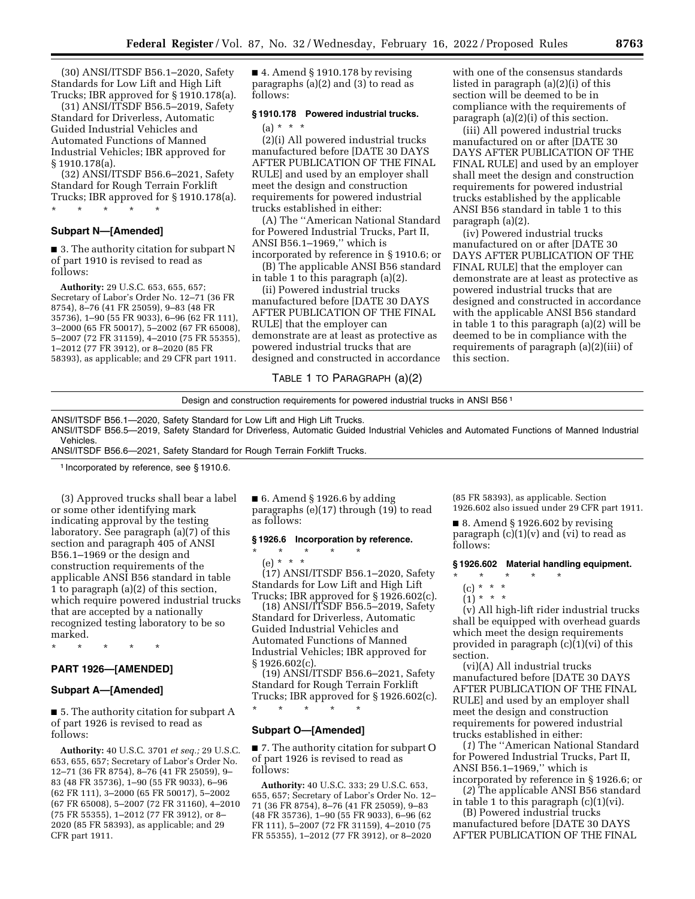(30) ANSI/ITSDF B56.1–2020, Safety Standards for Low Lift and High Lift Trucks; IBR approved for § 1910.178(a).

(31) ANSI/ITSDF B56.5–2019, Safety Standard for Driverless, Automatic Guided Industrial Vehicles and Automated Functions of Manned Industrial Vehicles; IBR approved for § 1910.178(a).

(32) ANSI/ITSDF B56.6–2021, Safety Standard for Rough Terrain Forklift Trucks; IBR approved for § 1910.178(a).

\* \* \* \* \*

### Subpart N—[Amended]

■ 3. The authority citation for subpart N of part 1910 is revised to read as follows:

**Authority:** 29 U.S.C. 653, 655, 657; Secretary of Labor's Order No. 12–71 (36 FR 8754), 8–76 (41 FR 25059), 9–83 (48 FR 35736), 1–90 (55 FR 9033), 6–96 (62 FR 111), 3–2000 (65 FR 50017), 5–2002 (67 FR 65008), 5–2007 (72 FR 31159), 4–2010 (75 FR 55355), 1–2012 (77 FR 3912), or 8–2020 (85 FR 58393), as applicable; and 29 CFR part 1911.

■ 4. Amend § 1910.178 by revising paragraphs (a)(2) and (3) to read as follows:

#### § 1910.178 Powered industrial trucks.

(a) \* \* \*

(2)(i) All powered industrial trucks manufactured before [DATE 30 DAYS AFTER PUBLICATION OF THE FINAL RULE] and used by an employer shall meet the design and construction requirements for powered industrial trucks established in either:

(A) The ''American National Standard for Powered Industrial Trucks, Part II, ANSI B56.1–1969,'' which is incorporated by reference in § 1910.6; or

(B) The applicable ANSI B56 standard in table 1 to this paragraph (a)(2).

(ii) Powered industrial trucks manufactured before [DATE 30 DAYS AFTER PUBLICATION OF THE FINAL RULE] that the employer can demonstrate are at least as protective as powered industrial trucks that are designed and constructed in accordance with one of the consensus standards listed in paragraph (a)(2)(i) of this section will be deemed to be in compliance with the requirements of paragraph (a)(2)(i) of this section.

(iii) All powered industrial trucks manufactured on or after [DATE 30 DAYS AFTER PUBLICATION OF THE FINAL RULE] and used by an employer shall meet the design and construction requirements for powered industrial trucks established by the applicable ANSI B56 standard in table 1 to this paragraph (a)(2).

(iv) Powered industrial trucks manufactured on or after [DATE 30 DAYS AFTER PUBLICATION OF THE FINAL RULE] that the employer can demonstrate are at least as protective as powered industrial trucks that are designed and constructed in accordance with the applicable ANSI B56 standard in table 1 to this paragraph (a)(2) will be deemed to be in compliance with the requirements of paragraph (a)(2)(iii) of this section.

TABLE 1 TO PARAGRAPH (a)(2)

| Design and construction requirements for powered industrial trucks in ANSI B56 [1] |
|---|
| ANSI/ITSDF B56.1—2020, Safety Standard for Low Lift and High Lift Trucks. |
| ANSI/ITSDF B56.5—2019, Safety Standard for Driverless, Automatic Guided Industrial Vehicles and Automated Functions of Manned Industrial Vehicles. |
| ANSI/ITSDF B56.6—2021, Safety Standard for Rough Terrain Forklift Trucks. |

[1] Incorporated by reference, see § 1910.6.

(3) Approved trucks shall bear a label or some other identifying mark indicating approval by the testing laboratory. See paragraph (a)(7) of this section and paragraph 405 of ANSI B56.1–1969 or the design and construction requirements of the applicable ANSI B56 standard in table 1 to paragraph (a)(2) of this section, which require powered industrial trucks that are accepted by a nationally recognized testing laboratory to be so marked.

\* \* \* \* \*

## PART 1926—[AMENDED]

### Subpart A—[Amended]

■ 5. The authority citation for subpart A of part 1926 is revised to read as follows:

**Authority:** 40 U.S.C. 3701 *et seq.;* 29 U.S.C. 653, 655, 657; Secretary of Labor's Order No. 12–71 (36 FR 8754), 8–76 (41 FR 25059), 9–83 (48 FR 35736), 1–90 (55 FR 9033), 6–96 (62 FR 111), 3–2000 (65 FR 50017), 5–2002 (67 FR 65008), 5–2007 (72 FR 31160), 4–2010 (75 FR 55355), 1–2012 (77 FR 3912), or 8–2020 (85 FR 58393), as applicable; and 29 CFR part 1911.

■ 6. Amend § 1926.6 by adding paragraphs (e)(17) through (19) to read as follows:

#### § 1926.6 Incorporation by reference.

\* \* \* \* \*

(e) \* \* \*

(17) ANSI/ITSDF B56.1–2020, Safety Standards for Low Lift and High Lift Trucks; IBR approved for § 1926.602(c).

(18) ANSI/ITSDF B56.5–2019, Safety Standard for Driverless, Automatic Guided Industrial Vehicles and Automated Functions of Manned Industrial Vehicles; IBR approved for § 1926.602(c).

(19) ANSI/ITSDF B56.6–2021, Safety Standard for Rough Terrain Forklift Trucks; IBR approved for § 1926.602(c).

\* \* \* \* \*

### Subpart O—[Amended]

■ 7. The authority citation for subpart O of part 1926 is revised to read as follows:

**Authority:** 40 U.S.C. 333; 29 U.S.C. 653, 655, 657; Secretary of Labor's Order No. 12–71 (36 FR 8754), 8–76 (41 FR 25059), 9–83 (48 FR 35736), 1–90 (55 FR 9033), 6–96 (62 FR 111), 5–2007 (72 FR 31159), 4–2010 (75 FR 55355), 1–2012 (77 FR 3912), or 8–2020 (85 FR 58393), as applicable. Section 1926.602 also issued under 29 CFR part 1911.

■ 8. Amend § 1926.602 by revising paragraph (c)(1)(v) and (vi) to read as follows:

#### § 1926.602 Material handling equipment.

\* \* \* \* \*

(c) \* \* \*

(1) \* \* \*

(v) All high-lift rider industrial trucks shall be equipped with overhead guards which meet the design requirements provided in paragraph (c)(1)(vi) of this section.

(vi)(A) All industrial trucks manufactured before [DATE 30 DAYS AFTER PUBLICATION OF THE FINAL RULE] and used by an employer shall meet the design and construction requirements for powered industrial trucks established in either:

(*1*) The ''American National Standard for Powered Industrial Trucks, Part II, ANSI B56.1–1969,'' which is incorporated by reference in § 1926.6; or

(*2*) The applicable ANSI B56 standard in table 1 to this paragraph (c)(1)(vi).

(B) Powered industrial trucks manufactured before [DATE 30 DAYS AFTER PUBLICATION OF THE FINAL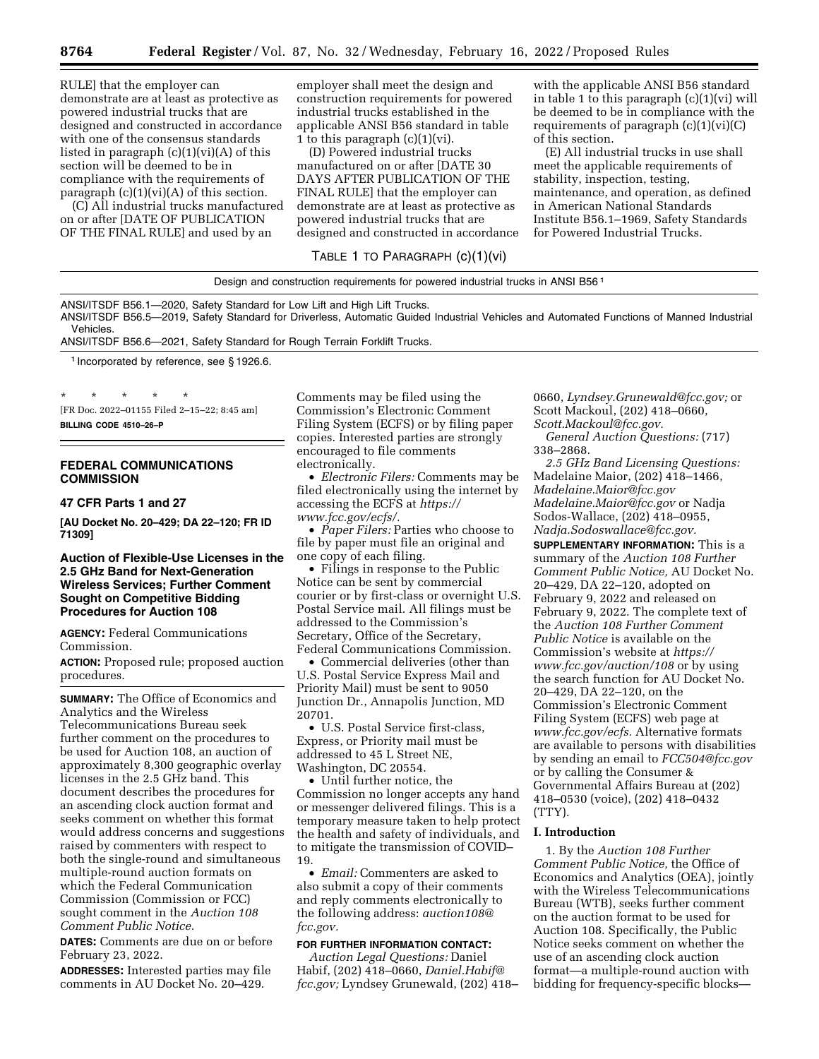RULE] that the employer can demonstrate are at least as protective as powered industrial trucks that are designed and constructed in accordance with one of the consensus standards listed in paragraph (c)(1)(vi)(A) of this section will be deemed to be in compliance with the requirements of paragraph (c)(1)(vi)(A) of this section.

(C) All industrial trucks manufactured on or after [DATE OF PUBLICATION OF THE FINAL RULE] and used by an employer shall meet the design and construction requirements for powered industrial trucks established in the applicable ANSI B56 standard in table 1 to this paragraph (c)(1)(vi).

(D) Powered industrial trucks manufactured on or after [DATE 30 DAYS AFTER PUBLICATION OF THE FINAL RULE] that the employer can demonstrate are at least as protective as powered industrial trucks that are designed and constructed in accordance with the applicable ANSI B56 standard in table 1 to this paragraph (c)(1)(vi) will be deemed to be in compliance with the requirements of paragraph (c)(1)(vi)(C) of this section.

(E) All industrial trucks in use shall meet the applicable requirements of stability, inspection, testing, maintenance, and operation, as defined in American National Standards Institute B56.1–1969, Safety Standards for Powered Industrial Trucks.

TABLE 1 TO PARAGRAPH (c)(1)(vi)

| Design and construction requirements for powered industrial trucks in ANSI B56 [1] |
|---|
| ANSI/ITSDF B56.1—2020, Safety Standard for Low Lift and High Lift Trucks. |
| ANSI/ITSDF B56.5—2019, Safety Standard for Driverless, Automatic Guided Industrial Vehicles and Automated Functions of Manned Industrial Vehicles. |
| ANSI/ITSDF B56.6—2021, Safety Standard for Rough Terrain Forklift Trucks. |

[1] Incorporated by reference, see § 1926.6.

\* \* \* \* \*

[FR Doc. 2022–01155 Filed 2–15–22; 8:45 am]

**BILLING CODE 4510–26–P**

## FEDERAL COMMUNICATIONS COMMISSION

### 47 CFR Parts 1 and 27

**[AU Docket No. 20–429; DA 22–120; FR ID 71309]**

### Auction of Flexible-Use Licenses in the 2.5 GHz Band for Next-Generation Wireless Services; Further Comment Sought on Competitive Bidding Procedures for Auction 108

**AGENCY:** Federal Communications Commission.

**ACTION:** Proposed rule; proposed auction procedures.

**SUMMARY:** The Office of Economics and Analytics and the Wireless Telecommunications Bureau seek further comment on the procedures to be used for Auction 108, an auction of approximately 8,300 geographic overlay licenses in the 2.5 GHz band. This document describes the procedures for an ascending clock auction format and seeks comment on whether this format would address concerns and suggestions raised by commenters with respect to both the single-round and simultaneous multiple-round auction formats on which the Federal Communication Commission (Commission or FCC) sought comment in the *Auction 108 Comment Public Notice.*

**DATES:** Comments are due on or before February 23, 2022.

**ADDRESSES:** Interested parties may file comments in AU Docket No. 20–429. Comments may be filed using the Commission's Electronic Comment Filing System (ECFS) or by filing paper copies. Interested parties are strongly encouraged to file comments electronically.

- *Electronic Filers:* Comments may be filed electronically using the internet by accessing the ECFS at *https://www.fcc.gov/ecfs/.*
- *Paper Filers:* Parties who choose to file by paper must file an original and one copy of each filing.
- Filings in response to the Public Notice can be sent by commercial courier or by first-class or overnight U.S. Postal Service mail. All filings must be addressed to the Commission's Secretary, Office of the Secretary, Federal Communications Commission.
- Commercial deliveries (other than U.S. Postal Service Express Mail and Priority Mail) must be sent to 9050 Junction Dr., Annapolis Junction, MD 20701.
- U.S. Postal Service first-class, Express, or Priority mail must be addressed to 45 L Street NE, Washington, DC 20554.
- Until further notice, the Commission no longer accepts any hand or messenger delivered filings. This is a temporary measure taken to help protect the health and safety of individuals, and to mitigate the transmission of COVID–19.
- *Email:* Commenters are asked to also submit a copy of their comments and reply comments electronically to the following address: *auction108@fcc.gov.*

**FOR FURTHER INFORMATION CONTACT:**

*Auction Legal Questions:* Daniel Habif, (202) 418–0660, *Daniel.Habif@fcc.gov;* Lyndsey Grunewald, (202) 418–0660, *Lyndsey.Grunewald@fcc.gov;* or Scott Mackoul, (202) 418–0660, *Scott.Mackoul@fcc.gov.*

*General Auction Questions:* (717) 338–2868.

*2.5 GHz Band Licensing Questions:* Madelaine Maior, (202) 418–1466, *Madelaine.Maior@fcc.gov Madelaine.Maior@fcc.gov* or Nadja Sodos-Wallace, (202) 418–0955, *Nadja.Sodoswallace@fcc.gov.*

**SUPPLEMENTARY INFORMATION:** This is a summary of the *Auction 108 Further Comment Public Notice,* AU Docket No. 20–429, DA 22–120, adopted on February 9, 2022 and released on February 9, 2022. The complete text of the *Auction 108 Further Comment Public Notice* is available on the Commission's website at *https://www.fcc.gov/auction/108* or by using the search function for AU Docket No. 20–429, DA 22–120, on the Commission's Electronic Comment Filing System (ECFS) web page at *www.fcc.gov/ecfs.* Alternative formats are available to persons with disabilities by sending an email to *FCC504@fcc.gov* or by calling the Consumer & Governmental Affairs Bureau at (202) 418–0530 (voice), (202) 418–0432 (TTY).

### I. Introduction

1. By the *Auction 108 Further Comment Public Notice,* the Office of Economics and Analytics (OEA), jointly with the Wireless Telecommunications Bureau (WTB), seeks further comment on the auction format to be used for Auction 108. Specifically, the Public Notice seeks comment on whether the use of an ascending clock auction format—a multiple-round auction with bidding for frequency-specific blocks—